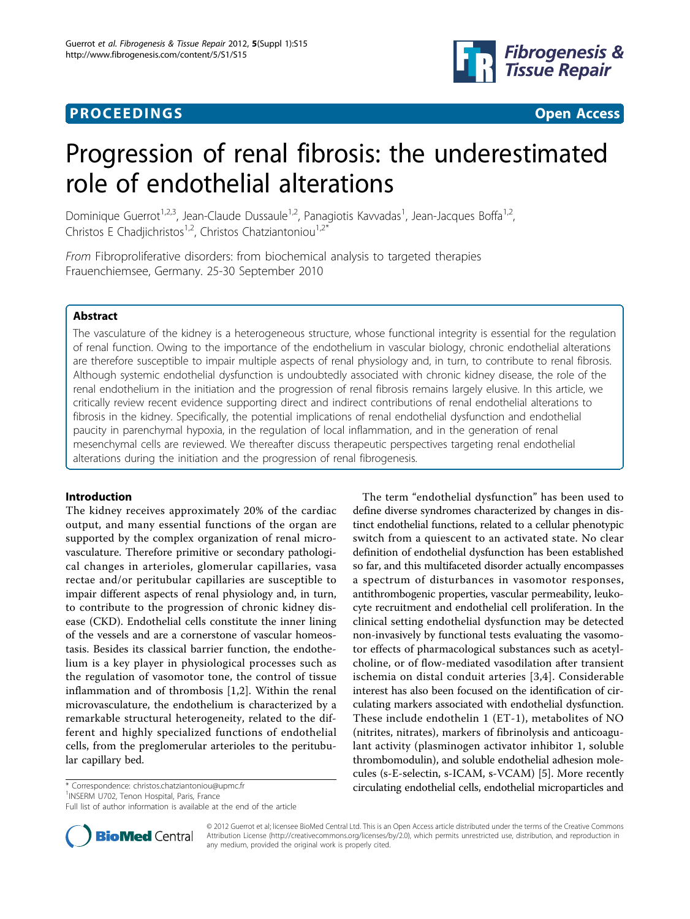PROCEEDINGS

Open Access

# Progression of renal fibrosis: the underestimated role of endothelial alterations

Dominique Guerrot[1,2,3], Jean-Claude Dussaule[1,2], Panagiotis Kavvadas[1], Jean-Jacques Boffa[1,2], Christos E Chadjichristos[1,2], Christos Chatziantoniou[1,2*]

*From* Fibroproliferative disorders: from biochemical analysis to targeted therapies
Frauenchiemsee, Germany. 25-30 September 2010

## Abstract

The vasculature of the kidney is a heterogeneous structure, whose functional integrity is essential for the regulation of renal function. Owing to the importance of the endothelium in vascular biology, chronic endothelial alterations are therefore susceptible to impair multiple aspects of renal physiology and, in turn, to contribute to renal fibrosis. Although systemic endothelial dysfunction is undoubtedly associated with chronic kidney disease, the role of the renal endothelium in the initiation and the progression of renal fibrosis remains largely elusive. In this article, we critically review recent evidence supporting direct and indirect contributions of renal endothelial alterations to fibrosis in the kidney. Specifically, the potential implications of renal endothelial dysfunction and endothelial paucity in parenchymal hypoxia, in the regulation of local inflammation, and in the generation of renal mesenchymal cells are reviewed. We thereafter discuss therapeutic perspectives targeting renal endothelial alterations during the initiation and the progression of renal fibrogenesis.

## Introduction

The kidney receives approximately 20% of the cardiac output, and many essential functions of the organ are supported by the complex organization of renal microvasculature. Therefore primitive or secondary pathological changes in arterioles, glomerular capillaries, vasa rectae and/or peritubular capillaries are susceptible to impair different aspects of renal physiology and, in turn, to contribute to the progression of chronic kidney disease (CKD). Endothelial cells constitute the inner lining of the vessels and are a cornerstone of vascular homeostasis. Besides its classical barrier function, the endothelium is a key player in physiological processes such as the regulation of vasomotor tone, the control of tissue inflammation and of thrombosis [1,2]. Within the renal microvasculature, the endothelium is characterized by a remarkable structural heterogeneity, related to the different and highly specialized functions of endothelial cells, from the preglomerular arterioles to the peritubular capillary bed.

The term "endothelial dysfunction" has been used to define diverse syndromes characterized by changes in distinct endothelial functions, related to a cellular phenotypic switch from a quiescent to an activated state. No clear definition of endothelial dysfunction has been established so far, and this multifaceted disorder actually encompasses a spectrum of disturbances in vasomotor responses, antithrombogenic properties, vascular permeability, leukocyte recruitment and endothelial cell proliferation. In the clinical setting endothelial dysfunction may be detected non-invasively by functional tests evaluating the vasomotor effects of pharmacological substances such as acetylcholine, or of flow-mediated vasodilation after transient ischemia on distal conduit arteries [3,4]. Considerable interest has also been focused on the identification of circulating markers associated with endothelial dysfunction. These include endothelin 1 (ET-1), metabolites of NO (nitrites, nitrates), markers of fibrinolysis and anticoagulant activity (plasminogen activator inhibitor 1, soluble thrombomodulin), and soluble endothelial adhesion molecules (s-E-selectin, s-ICAM, s-VCAM) [5]. More recently circulating endothelial cells, endothelial microparticles and

\* Correspondence: christos.chatziantoniou@upmc.fr
[1]INSERM U702, Tenon Hospital, Paris, France
Full list of author information is available at the end of the article

© 2012 Guerrot et al; licensee BioMed Central Ltd. This is an Open Access article distributed under the terms of the Creative Commons Attribution License (http://creativecommons.org/licenses/by/2.0), which permits unrestricted use, distribution, and reproduction in any medium, provided the original work is properly cited.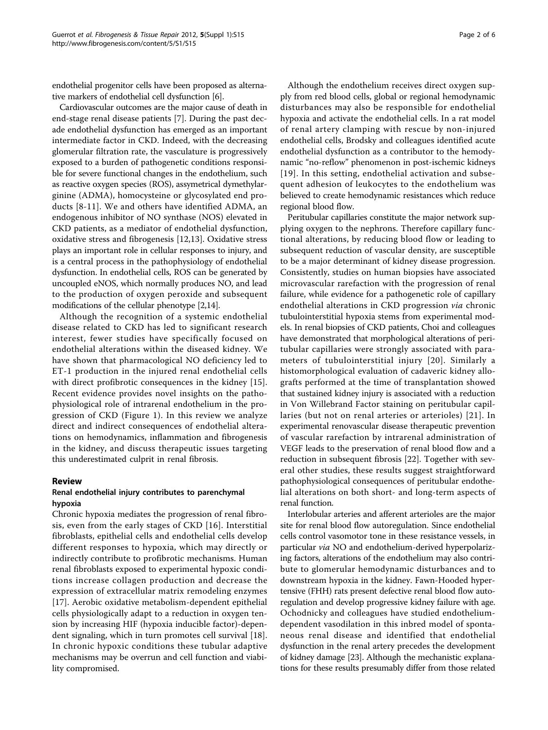endothelial progenitor cells have been proposed as alternative markers of endothelial cell dysfunction [6].

Cardiovascular outcomes are the major cause of death in end-stage renal disease patients [7]. During the past decade endothelial dysfunction has emerged as an important intermediate factor in CKD. Indeed, with the decreasing glomerular filtration rate, the vasculature is progressively exposed to a burden of pathogenetic conditions responsible for severe functional changes in the endothelium, such as reactive oxygen species (ROS), assymetrical dymethylarginine (ADMA), homocysteine or glycosylated end products [8-11]. We and others have identified ADMA, an endogenous inhibitor of NO synthase (NOS) elevated in CKD patients, as a mediator of endothelial dysfunction, oxidative stress and fibrogenesis [12,13]. Oxidative stress plays an important role in cellular responses to injury, and is a central process in the pathophysiology of endothelial dysfunction. In endothelial cells, ROS can be generated by uncoupled eNOS, which normally produces NO, and lead to the production of oxygen peroxide and subsequent modifications of the cellular phenotype [2,14].

Although the recognition of a systemic endothelial disease related to CKD has led to significant research interest, fewer studies have specifically focused on endothelial alterations within the diseased kidney. We have shown that pharmacological NO deficiency led to ET-1 production in the injured renal endothelial cells with direct profibrotic consequences in the kidney [15]. Recent evidence provides novel insights on the pathophysiological role of intrarenal endothelium in the progression of CKD (Figure 1). In this review we analyze direct and indirect consequences of endothelial alterations on hemodynamics, inflammation and fibrogenesis in the kidney, and discuss therapeutic issues targeting this underestimated culprit in renal fibrosis.

## Review

### Renal endothelial injury contributes to parenchymal hypoxia

Chronic hypoxia mediates the progression of renal fibrosis, even from the early stages of CKD [16]. Interstitial fibroblasts, epithelial cells and endothelial cells develop different responses to hypoxia, which may directly or indirectly contribute to profibrotic mechanisms. Human renal fibroblasts exposed to experimental hypoxic conditions increase collagen production and decrease the expression of extracellular matrix remodeling enzymes [17]. Aerobic oxidative metabolism-dependent epithelial cells physiologically adapt to a reduction in oxygen tension by increasing HIF (hypoxia inducible factor)-dependent signaling, which in turn promotes cell survival [18]. In chronic hypoxic conditions these tubular adaptive mechanisms may be overrun and cell function and viability compromised.

Although the endothelium receives direct oxygen supply from red blood cells, global or regional hemodynamic disturbances may also be responsible for endothelial hypoxia and activate the endothelial cells. In a rat model of renal artery clamping with rescue by non-injured endothelial cells, Brodsky and colleagues identified acute endothelial dysfunction as a contributor to the hemodynamic "no-reflow" phenomenon in post-ischemic kidneys [19]. In this setting, endothelial activation and subsequent adhesion of leukocytes to the endothelium was believed to create hemodynamic resistances which reduce regional blood flow.

Peritubular capillaries constitute the major network supplying oxygen to the nephrons. Therefore capillary functional alterations, by reducing blood flow or leading to subsequent reduction of vascular density, are susceptible to be a major determinant of kidney disease progression. Consistently, studies on human biopsies have associated microvascular rarefaction with the progression of renal failure, while evidence for a pathogenetic role of capillary endothelial alterations in CKD progression *via* chronic tubulointerstitial hypoxia stems from experimental models. In renal biopsies of CKD patients, Choi and colleagues have demonstrated that morphological alterations of peritubular capillaries were strongly associated with parameters of tubulointerstitial injury [20]. Similarly a histomorphological evaluation of cadaveric kidney allografts performed at the time of transplantation showed that sustained kidney injury is associated with a reduction in Von Willebrand Factor staining on peritubular capillaries (but not on renal arteries or arterioles) [21]. In experimental renovascular disease therapeutic prevention of vascular rarefaction by intrarenal administration of VEGF leads to the preservation of renal blood flow and a reduction in subsequent fibrosis [22]. Together with several other studies, these results suggest straightforward pathophysiological consequences of peritubular endothelial alterations on both short- and long-term aspects of renal function.

Interlobular arteries and afferent arterioles are the major site for renal blood flow autoregulation. Since endothelial cells control vasomotor tone in these resistance vessels, in particular *via* NO and endothelium-derived hyperpolarizing factors, alterations of the endothelium may also contribute to glomerular hemodynamic disturbances and to downstream hypoxia in the kidney. Fawn-Hooded hypertensive (FHH) rats present defective renal blood flow autoregulation and develop progressive kidney failure with age. Ochodnicky and colleagues have studied endothelium-dependent vasodilation in this inbred model of spontaneous renal disease and identified that endothelial dysfunction in the renal artery precedes the development of kidney damage [23]. Although the mechanistic explanations for these results presumably differ from those related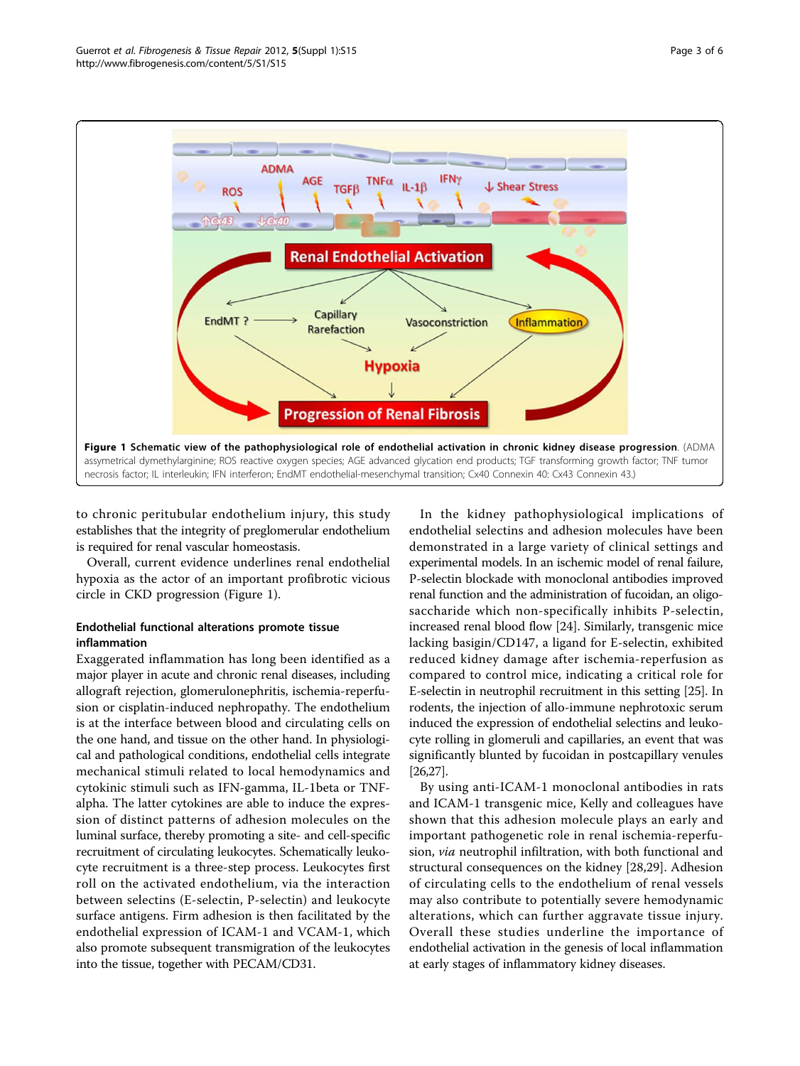**Figure 1 Schematic view of the pathophysiological role of endothelial activation in chronic kidney disease progression**. (ADMA assymetrical dymethylarginine; ROS reactive oxygen species; AGE advanced glycation end products; TGF transforming growth factor; TNF tumor necrosis factor; IL interleukin; IFN interferon; EndMT endothelial-mesenchymal transition; Cx40 Connexin 40: Cx43 Connexin 43.)

to chronic peritubular endothelium injury, this study establishes that the integrity of preglomerular endothelium is required for renal vascular homeostasis.

Overall, current evidence underlines renal endothelial hypoxia as the actor of an important profibrotic vicious circle in CKD progression (Figure 1).

### Endothelial functional alterations promote tissue inflammation

Exaggerated inflammation has long been identified as a major player in acute and chronic renal diseases, including allograft rejection, glomerulonephritis, ischemia-reperfusion or cisplatin-induced nephropathy. The endothelium is at the interface between blood and circulating cells on the one hand, and tissue on the other hand. In physiological and pathological conditions, endothelial cells integrate mechanical stimuli related to local hemodynamics and cytokinic stimuli such as IFN-gamma, IL-1beta or TNF-alpha. The latter cytokines are able to induce the expression of distinct patterns of adhesion molecules on the luminal surface, thereby promoting a site- and cell-specific recruitment of circulating leukocytes. Schematically leukocyte recruitment is a three-step process. Leukocytes first roll on the activated endothelium, via the interaction between selectins (E-selectin, P-selectin) and leukocyte surface antigens. Firm adhesion is then facilitated by the endothelial expression of ICAM-1 and VCAM-1, which also promote subsequent transmigration of the leukocytes into the tissue, together with PECAM/CD31.

In the kidney pathophysiological implications of endothelial selectins and adhesion molecules have been demonstrated in a large variety of clinical settings and experimental models. In an ischemic model of renal failure, P-selectin blockade with monoclonal antibodies improved renal function and the administration of fucoidan, an oligosaccharide which non-specifically inhibits P-selectin, increased renal blood flow [24]. Similarly, transgenic mice lacking basigin/CD147, a ligand for E-selectin, exhibited reduced kidney damage after ischemia-reperfusion as compared to control mice, indicating a critical role for E-selectin in neutrophil recruitment in this setting [25]. In rodents, the injection of allo-immune nephrotoxic serum induced the expression of endothelial selectins and leukocyte rolling in glomeruli and capillaries, an event that was significantly blunted by fucoidan in postcapillary venules [26,27].

By using anti-ICAM-1 monoclonal antibodies in rats and ICAM-1 transgenic mice, Kelly and colleagues have shown that this adhesion molecule plays an early and important pathogenetic role in renal ischemia-reperfusion, *via* neutrophil infiltration, with both functional and structural consequences on the kidney [28,29]. Adhesion of circulating cells to the endothelium of renal vessels may also contribute to potentially severe hemodynamic alterations, which can further aggravate tissue injury. Overall these studies underline the importance of endothelial activation in the genesis of local inflammation at early stages of inflammatory kidney diseases.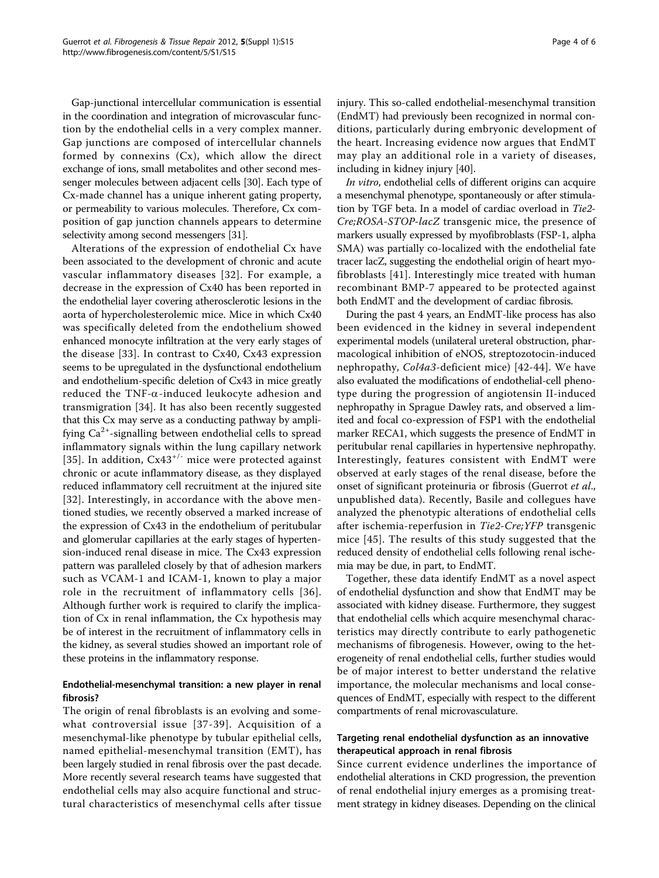Gap-junctional intercellular communication is essential in the coordination and integration of microvascular function by the endothelial cells in a very complex manner. Gap junctions are composed of intercellular channels formed by connexins (Cx), which allow the direct exchange of ions, small metabolites and other second messenger molecules between adjacent cells [30]. Each type of Cx-made channel has a unique inherent gating property, or permeability to various molecules. Therefore, Cx composition of gap junction channels appears to determine selectivity among second messengers [31].

Alterations of the expression of endothelial Cx have been associated to the development of chronic and acute vascular inflammatory diseases [32]. For example, a decrease in the expression of Cx40 has been reported in the endothelial layer covering atherosclerotic lesions in the aorta of hypercholesterolemic mice. Mice in which Cx40 was specifically deleted from the endothelium showed enhanced monocyte infiltration at the very early stages of the disease [33]. In contrast to Cx40, Cx43 expression seems to be upregulated in the dysfunctional endothelium and endothelium-specific deletion of Cx43 in mice greatly reduced the TNF-$\alpha$-induced leukocyte adhesion and transmigration [34]. It has also been recently suggested that this Cx may serve as a conducting pathway by amplifying $Ca^{2+}$-signalling between endothelial cells to spread inflammatory signals within the lung capillary network [35]. In addition, $Cx43^{+/-}$ mice were protected against chronic or acute inflammatory disease, as they displayed reduced inflammatory cell recruitment at the injured site [32]. Interestingly, in accordance with the above mentioned studies, we recently observed a marked increase of the expression of Cx43 in the endothelium of peritubular and glomerular capillaries at the early stages of hypertension-induced renal disease in mice. The Cx43 expression pattern was paralleled closely by that of adhesion markers such as VCAM-1 and ICAM-1, known to play a major role in the recruitment of inflammatory cells [36]. Although further work is required to clarify the implication of Cx in renal inflammation, the Cx hypothesis may be of interest in the recruitment of inflammatory cells in the kidney, as several studies showed an important role of these proteins in the inflammatory response.

## Endothelial-mesenchymal transition: a new player in renal fibrosis?

The origin of renal fibroblasts is an evolving and somewhat controversial issue [37-39]. Acquisition of a mesenchymal-like phenotype by tubular epithelial cells, named epithelial-mesenchymal transition (EMT), has been largely studied in renal fibrosis over the past decade. More recently several research teams have suggested that endothelial cells may also acquire functional and structural characteristics of mesenchymal cells after tissue injury. This so-called endothelial-mesenchymal transition (EndMT) had previously been recognized in normal conditions, particularly during embryonic development of the heart. Increasing evidence now argues that EndMT may play an additional role in a variety of diseases, including in kidney injury [40].

*In vitro*, endothelial cells of different origins can acquire a mesenchymal phenotype, spontaneously or after stimulation by TGF beta. In a model of cardiac overload in *Tie2-Cre;ROSA-STOP-lacZ* transgenic mice, the presence of markers usually expressed by myofibroblasts (FSP-1, alpha SMA) was partially co-localized with the endothelial fate tracer lacZ, suggesting the endothelial origin of heart myofibroblasts [41]. Interestingly mice treated with human recombinant BMP-7 appeared to be protected against both EndMT and the development of cardiac fibrosis.

During the past 4 years, an EndMT-like process has also been evidenced in the kidney in several independent experimental models (unilateral ureteral obstruction, pharmacological inhibition of eNOS, streptozotocin-induced nephropathy, *Col4a3*-deficient mice) [42-44]. We have also evaluated the modifications of endothelial-cell phenotype during the progression of angiotensin II-induced nephropathy in Sprague Dawley rats, and observed a limited and focal co-expression of FSP1 with the endothelial marker RECA1, which suggests the presence of EndMT in peritubular renal capillaries in hypertensive nephropathy. Interestingly, features consistent with EndMT were observed at early stages of the renal disease, before the onset of significant proteinuria or fibrosis (Guerrot *et al.*, unpublished data). Recently, Basile and collegues have analyzed the phenotypic alterations of endothelial cells after ischemia-reperfusion in *Tie2-Cre;YFP* transgenic mice [45]. The results of this study suggested that the reduced density of endothelial cells following renal ischemia may be due, in part, to EndMT.

Together, these data identify EndMT as a novel aspect of endothelial dysfunction and show that EndMT may be associated with kidney disease. Furthermore, they suggest that endothelial cells which acquire mesenchymal characteristics may directly contribute to early pathogenetic mechanisms of fibrogenesis. However, owing to the heterogeneity of renal endothelial cells, further studies would be of major interest to better understand the relative importance, the molecular mechanisms and local consequences of EndMT, especially with respect to the different compartments of renal microvasculature.

## Targeting renal endothelial dysfunction as an innovative therapeutical approach in renal fibrosis

Since current evidence underlines the importance of endothelial alterations in CKD progression, the prevention of renal endothelial injury emerges as a promising treatment strategy in kidney diseases. Depending on the clinical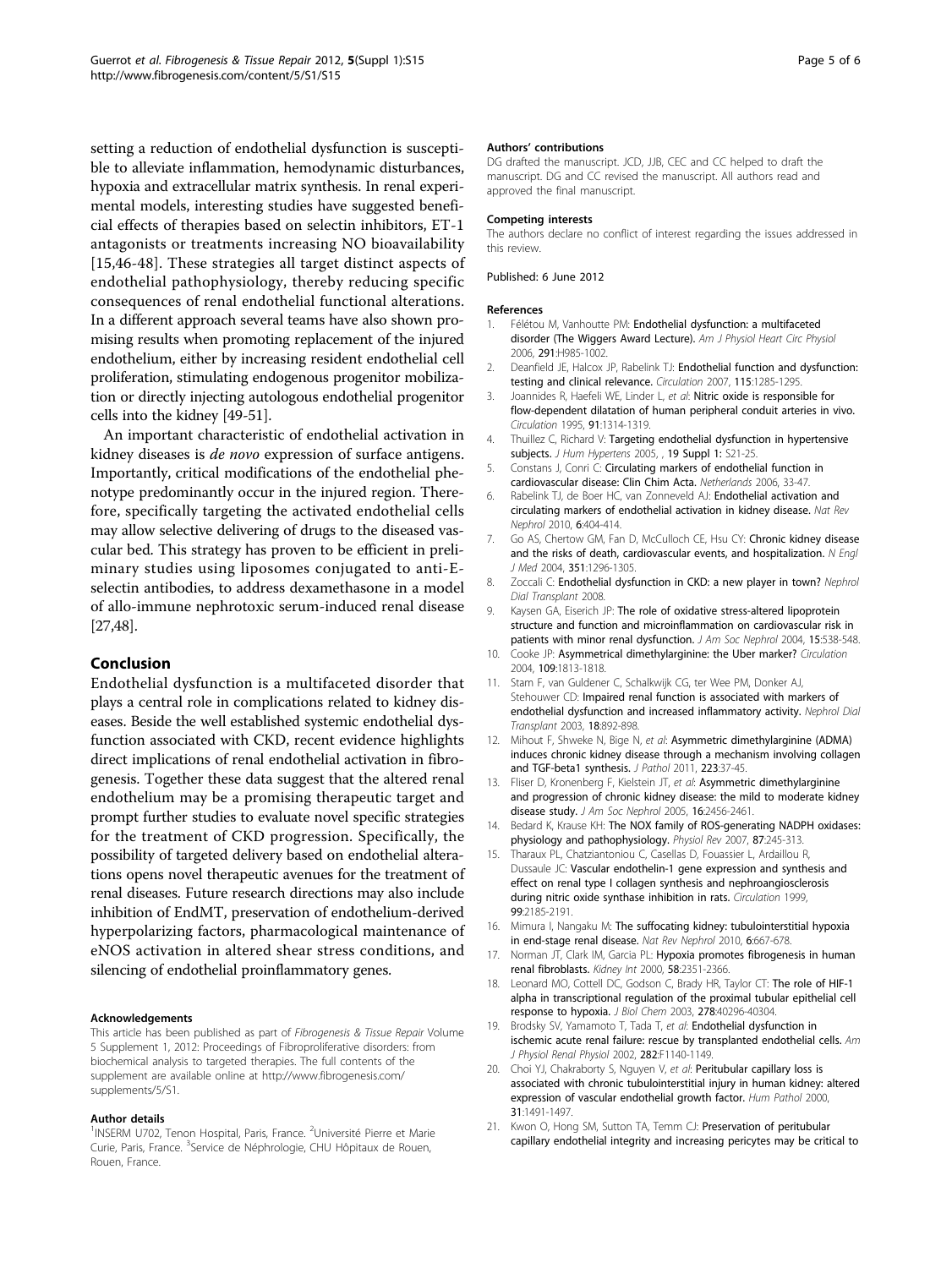setting a reduction of endothelial dysfunction is susceptible to alleviate inflammation, hemodynamic disturbances, hypoxia and extracellular matrix synthesis. In renal experimental models, interesting studies have suggested beneficial effects of therapies based on selectin inhibitors, ET-1 antagonists or treatments increasing NO bioavailability [15,46-48]. These strategies all target distinct aspects of endothelial pathophysiology, thereby reducing specific consequences of renal endothelial functional alterations. In a different approach several teams have also shown promising results when promoting replacement of the injured endothelium, either by increasing resident endothelial cell proliferation, stimulating endogenous progenitor mobilization or directly injecting autologous endothelial progenitor cells into the kidney [49-51].

An important characteristic of endothelial activation in kidney diseases is *de novo* expression of surface antigens. Importantly, critical modifications of the endothelial phenotype predominantly occur in the injured region. Therefore, specifically targeting the activated endothelial cells may allow selective delivering of drugs to the diseased vascular bed. This strategy has proven to be efficient in preliminary studies using liposomes conjugated to anti-E-selectin antibodies, to address dexamethasone in a model of allo-immune nephrotoxic serum-induced renal disease [27,48].

## Conclusion

Endothelial dysfunction is a multifaceted disorder that plays a central role in complications related to kidney diseases. Beside the well established systemic endothelial dysfunction associated with CKD, recent evidence highlights direct implications of renal endothelial activation in fibrogenesis. Together these data suggest that the altered renal endothelium may be a promising therapeutic target and prompt further studies to evaluate novel specific strategies for the treatment of CKD progression. Specifically, the possibility of targeted delivery based on endothelial alterations opens novel therapeutic avenues for the treatment of renal diseases. Future research directions may also include inhibition of EndMT, preservation of endothelium-derived hyperpolarizing factors, pharmacological maintenance of eNOS activation in altered shear stress conditions, and silencing of endothelial proinflammatory genes.

#### Acknowledgements

This article has been published as part of *Fibrogenesis & Tissue Repair* Volume 5 Supplement 1, 2012: Proceedings of Fibroproliferative disorders: from biochemical analysis to targeted therapies. The full contents of the supplement are available online at http://www.fibrogenesis.com/supplements/5/S1.

#### Author details

[1]INSERM U702, Tenon Hospital, Paris, France. [2]Université Pierre et Marie Curie, Paris, France. [3]Service de Néphrologie, CHU Hôpitaux de Rouen, Rouen, France.

#### Authors' contributions

DG drafted the manuscript. JCD, JJB, CEC and CC helped to draft the manuscript. DG and CC revised the manuscript. All authors read and approved the final manuscript.

#### Competing interests

The authors declare no conflict of interest regarding the issues addressed in this review.

Published: 6 June 2012

#### References

1. Félétou M, Vanhoutte PM: **Endothelial dysfunction: a multifaceted disorder (The Wiggers Award Lecture).** *Am J Physiol Heart Circ Physiol* 2006, **291**:H985-1002.
2. Deanfield JE, Halcox JP, Rabelink TJ: **Endothelial function and dysfunction: testing and clinical relevance.** *Circulation* 2007, **115**:1285-1295.
3. Joannides R, Haefeli WE, Linder L, *et al*: **Nitric oxide is responsible for flow-dependent dilatation of human peripheral conduit arteries in vivo.** *Circulation* 1995, **91**:1314-1319.
4. Thuillez C, Richard V: **Targeting endothelial dysfunction in hypertensive subjects.** *J Hum Hypertens* 2005, , 19 Suppl 1: S21-25.
5. Constans J, Conri C: **Circulating markers of endothelial function in cardiovascular disease: Clin Chim Acta.** *Netherlands* 2006, 33-47.
6. Rabelink TJ, de Boer HC, van Zonneveld AJ: **Endothelial activation and circulating markers of endothelial activation in kidney disease.** *Nat Rev Nephrol* 2010, **6**:404-414.
7. Go AS, Chertow GM, Fan D, McCulloch CE, Hsu CY: **Chronic kidney disease and the risks of death, cardiovascular events, and hospitalization.** *N Engl J Med* 2004, **351**:1296-1305.
8. Zoccali C: **Endothelial dysfunction in CKD: a new player in town?** *Nephrol Dial Transplant* 2008.
9. Kaysen GA, Eiserich JP: **The role of oxidative stress-altered lipoprotein structure and function and microinflammation on cardiovascular risk in patients with minor renal dysfunction.** *J Am Soc Nephrol* 2004, **15**:538-548.
10. Cooke JP: **Asymmetrical dimethylarginine: the Uber marker?** *Circulation* 2004, **109**:1813-1818.
11. Stam F, van Guldener C, Schalkwijk CG, ter Wee PM, Donker AJ, Stehouwer CD: **Impaired renal function is associated with markers of endothelial dysfunction and increased inflammatory activity.** *Nephrol Dial Transplant* 2003, **18**:892-898.
12. Mihout F, Shweke N, Bige N, *et al*: **Asymmetric dimethylarginine (ADMA) induces chronic kidney disease through a mechanism involving collagen and TGF-beta1 synthesis.** *J Pathol* 2011, **223**:37-45.
13. Fliser D, Kronenberg F, Kielstein JT, *et al*: **Asymmetric dimethylarginine and progression of chronic kidney disease: the mild to moderate kidney disease study.** *J Am Soc Nephrol* 2005, **16**:2456-2461.
14. Bedard K, Krause KH: **The NOX family of ROS-generating NADPH oxidases: physiology and pathophysiology.** *Physiol Rev* 2007, **87**:245-313.
15. Tharaux PL, Chatziantoniou C, Casellas D, Fouassier L, Ardaillou R, Dussaule JC: **Vascular endothelin-1 gene expression and synthesis and effect on renal type I collagen synthesis and nephroangiosclerosis during nitric oxide synthase inhibition in rats.** *Circulation* 1999, **99**:2185-2191.
16. Mimura I, Nangaku M: **The suffocating kidney: tubulointerstitial hypoxia in end-stage renal disease.** *Nat Rev Nephrol* 2010, **6**:667-678.
17. Norman JT, Clark IM, Garcia PL: **Hypoxia promotes fibrogenesis in human renal fibroblasts.** *Kidney Int* 2000, **58**:2351-2366.
18. Leonard MO, Cottell DC, Godson C, Brady HR, Taylor CT: **The role of HIF-1 alpha in transcriptional regulation of the proximal tubular epithelial cell response to hypoxia.** *J Biol Chem* 2003, **278**:40296-40304.
19. Brodsky SV, Yamamoto T, Tada T, *et al*: **Endothelial dysfunction in ischemic acute renal failure: rescue by transplanted endothelial cells.** *Am J Physiol Renal Physiol* 2002, **282**:F1140-1149.
20. Choi YJ, Chakraborty S, Nguyen V, *et al*: **Peritubular capillary loss is associated with chronic tubulointerstitial injury in human kidney: altered expression of vascular endothelial growth factor.** *Hum Pathol* 2000, **31**:1491-1497.
21. Kwon O, Hong SM, Sutton TA, Temm CJ: **Preservation of peritubular capillary endothelial integrity and increasing pericytes may be critical to**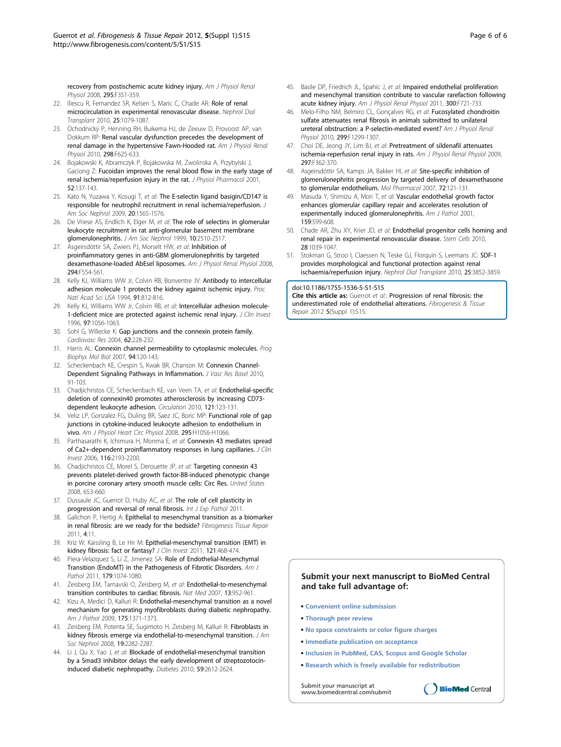recovery from postischemic acute kidney injury. *Am J Physiol Renal Physiol* 2008, **295**:F351-359.

22. Iliescu R, Fernandez SR, Kelsen S, Maric C, Chade AR: **Role of renal microcirculation in experimental renovascular disease.** *Nephrol Dial Transplant* 2010, **25**:1079-1087.
23. Ochodnický P, Henning RH, Buikema HJ, de Zeeuw D, Provoost AP, van Dokkum RP: **Renal vascular dysfunction precedes the development of renal damage in the hypertensive Fawn-Hooded rat.** *Am J Physiol Renal Physiol* 2010, **298**:F625-633.
24. Bojakowski K, Abramczyk P, Bojakowska M, Zwolinska A, Przybylski J, Gaciong Z: **Fucoidan improves the renal blood flow in the early stage of renal ischemia/reperfusion injury in the rat.** *J Physiol Pharmacol* 2001, **52**:137-143.
25. Kato N, Yuzawa Y, Kosugi T, *et al*: **The E-selectin ligand basigin/CD147 is responsible for neutrophil recruitment in renal ischemia/reperfusion.** *J Am Soc Nephrol* 2009, **20**:1565-1576.
26. De Vriese AS, Endlich K, Elger M, *et al*: **The role of selectins in glomerular leukocyte recruitment in rat anti-glomerular basement membrane glomerulonephritis.** *J Am Soc Nephrol* 1999, **10**:2510-2517.
27. Asgeirsdóttir SA, Zwiers PJ, Morselt HW, *et al*: **Inhibition of proinflammatory genes in anti-GBM glomerulonephritis by targeted dexamethasone-loaded AbEsel liposomes.** *Am J Physiol Renal Physiol* 2008, **294**:F554-561.
28. Kelly KJ, Williams WW Jr, Colvin RB, Bonventre JV: **Antibody to intercellular adhesion molecule 1 protects the kidney against ischemic injury.** *Proc Natl Acad Sci USA* 1994, **91**:812-816.
29. Kelly KJ, Williams WW Jr, Colvin RB, *et al*: **Intercellular adhesion molecule-1-deficient mice are protected against ischemic renal injury.** *J Clin Invest* 1996, **97**:1056-1063.
30. Sohl G, Willecke K: **Gap junctions and the connexin protein family.** *Cardiovasc Res* 2004, **62**:228-232.
31. Harris AL: **Connexin channel permeability to cytoplasmic molecules.** *Prog Biophys Mol Biol* 2007, **94**:120-143.
32. Scheckenbach KE, Crespin S, Kwak BR, Chanson M: **Connexin Channel-Dependent Signaling Pathways in Inflammation.** *J Vasc Res Basel* 2010, 91-103.
33. Chadjichristos CE, Scheckenbach KE, van Veen TA, *et al*: **Endothelial-specific deletion of connexin40 promotes atherosclerosis by increasing CD73-dependent leukocyte adhesion.** *Circulation* 2010, **121**:123-131.
34. Veliz LP, Gonzalez FG, Duling BR, Saez JC, Boric MP: **Functional role of gap junctions in cytokine-induced leukocyte adhesion to endothelium in vivo.** *Am J Physiol Heart Circ Physiol* 2008, **295**:H1056-H1066.
35. Parthasarathi K, Ichimura H, Monma E, *et al*: **Connexin 43 mediates spread of Ca2+-dependent proinflammatory responses in lung capillaries.** *J Clin Invest* 2006, **116**:2193-2200.
36. Chadjichristos CE, Morel S, Derouette JP, *et al*: **Targeting connexin 43 prevents platelet-derived growth factor-BB-induced phenotypic change in porcine coronary artery smooth muscle cells: Circ Res.** *United States* 2008, 653-660.
37. Dussaule JC, Guerrot D, Huby AC, *et al*: **The role of cell plasticity in progression and reversal of renal fibrosis.** *Int J Exp Pathol* 2011.
38. Galichon P, Hertig A: **Epithelial to mesenchymal transition as a biomarker in renal fibrosis: are we ready for the bedside?** *Fibrogenesis Tissue Repair* 2011, **4**:11.
39. Kriz W, Kaissling B, Le Hir M: **Epithelial-mesenchymal transition (EMT) in kidney fibrosis: fact or fantasy?** *J Clin Invest* 2011, **121**:468-474.
40. Piera-Velazquez S, Li Z, Jimenez SA: **Role of Endothelial-Mesenchymal Transition (EndoMT) in the Pathogenesis of Fibrotic Disorders.** *Am J Pathol* 2011, **179**:1074-1080.
41. Zeisberg EM, Tarnavski O, Zeisberg M, *et al*: **Endothelial-to-mesenchymal transition contributes to cardiac fibrosis.** *Nat Med* 2007, **13**:952-961.
42. Kizu A, Medici D, Kalluri R: **Endothelial-mesenchymal transition as a novel mechanism for generating myofibroblasts during diabetic nephropathy.** *Am J Pathol* 2009, **175**:1371-1373.
43. Zeisberg EM, Potenta SE, Sugimoto H, Zeisberg M, Kalluri R: **Fibroblasts in kidney fibrosis emerge via endothelial-to-mesenchymal transition.** *J Am Soc Nephrol* 2008, **19**:2282-2287.
44. Li J, Qu X, Yao J, *et al*: **Blockade of endothelial-mesenchymal transition by a Smad3 inhibitor delays the early development of streptozotocin-induced diabetic nephropathy.** *Diabetes* 2010, **59**:2612-2624.
45. Basile DP, Friedrich JL, Spahic J, *et al*: **Impaired endothelial proliferation and mesenchymal transition contribute to vascular rarefaction following acute kidney injury.** *Am J Physiol Renal Physiol* 2011, **300**:F721-733.
46. Melo-Filho NM, Belmiro CL, Gonçalves RG, *et al*: **Fucosylated chondroitin sulfate attenuates renal fibrosis in animals submitted to unilateral ureteral obstruction: a P-selectin-mediated event?** *Am J Physiol Renal Physiol* 2010, **299**:F1299-1307.
47. Choi DE, Jeong JY, Lim BJ, *et al*: **Pretreatment of sildenafil attenuates ischemia-reperfusion renal injury in rats.** *Am J Physiol Renal Physiol* 2009, **297**:F362-370.
48. Asgeirsdóttir SA, Kamps JA, Bakker HI, *et al*: **Site-specific inhibition of glomerulonephritis progression by targeted delivery of dexamethasone to glomerular endothelium.** *Mol Pharmacol* 2007, **72**:121-131.
49. Masuda Y, Shimizu A, Mori T, *et al*: **Vascular endothelial growth factor enhances glomerular capillary repair and accelerates resolution of experimentally induced glomerulonephritis.** *Am J Pathol* 2001, **159**:599-608.
50. Chade AR, Zhu XY, Krier JD, *et al*: **Endothelial progenitor cells homing and renal repair in experimental renovascular disease.** *Stem Cells* 2010, **28**:1039-1047.
51. Stokman G, Stroo I, Claessen N, Teske GJ, Florquin S, Leemans JC: **SDF-1 provides morphological and functional protection against renal ischaemia/reperfusion injury.** *Nephrol Dial Transplant* 2010, **25**:3852-3859.

doi:10.1186/1755-1536-5-S1-S15
**Cite this article as:** Guerrot *et al*.: Progression of renal fibrosis: the underestimated role of endothelial alterations. *Fibrogenesis & Tissue Repair* 2012 **5**(Suppl 1):S15.

**Submit your next manuscript to BioMed Central and take full advantage of:**

- **Convenient online submission**
- **Thorough peer review**
- **No space constraints or color figure charges**
- **Immediate publication on acceptance**
- **Inclusion in PubMed, CAS, Scopus and Google Scholar**
- **Research which is freely available for redistribution**

Submit your manuscript at www.biomedcentral.com/submit